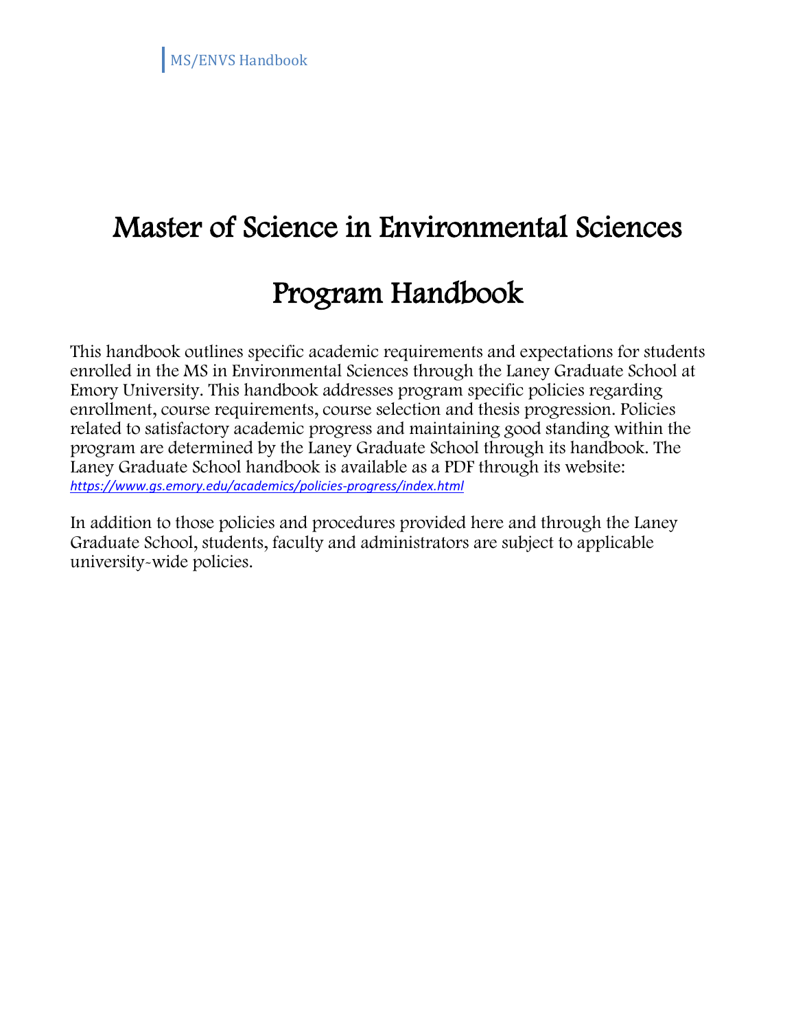# Master of Science in Environmental Sciences

# Program Handbook

This handbook outlines specific academic requirements and expectations for students enrolled in the MS in Environmental Sciences through the Laney Graduate School at Emory University. This handbook addresses program specific policies regarding enrollment, course requirements, course selection and thesis progression. Policies related to satisfactory academic progress and maintaining good standing within the program are determined by the Laney Graduate School through its handbook. The Laney Graduate School handbook is available as a PDF through its website: *https://www.gs.emory.edu/academics/policies-progress/index.html*

In addition to those policies and procedures provided here and through the Laney Graduate School, students, faculty and administrators are subject to applicable university-wide policies.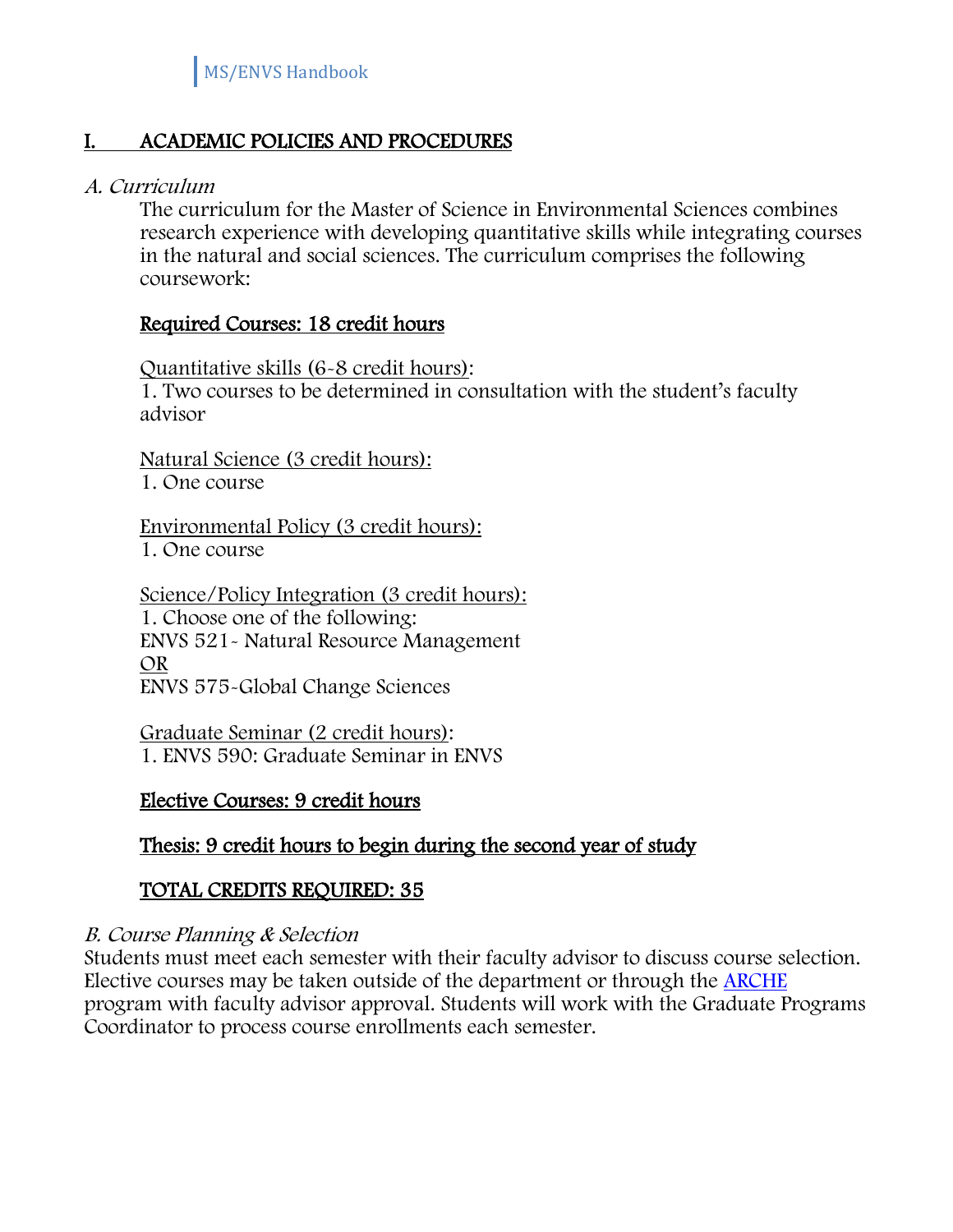# I. ACADEMIC POLICIES AND PROCEDURES

*A. Curriculum*

The curriculum for the Master of Science in Environmental Sciences combines research experience with developing quantitative skills while integrating courses in the natural and social sciences. The curriculum comprises the following coursework:

**Required Courses: 18 credit hours**

Quantitative skills (6-8 credit hours):
1. Two courses to be determined in consultation with the student's faculty advisor

Natural Science (3 credit hours):
1. One course

Environmental Policy (3 credit hours):
1. One course

Science/Policy Integration (3 credit hours):
1. Choose one of the following:
ENVS 521- Natural Resource Management
OR
ENVS 575-Global Change Sciences

Graduate Seminar (2 credit hours):
1. ENVS 590: Graduate Seminar in ENVS

**Elective Courses: 9 credit hours**

**Thesis: 9 credit hours to begin during the second year of study**

**TOTAL CREDITS REQUIRED: 35**

*B. Course Planning & Selection*

Students must meet each semester with their faculty advisor to discuss course selection. Elective courses may be taken outside of the department or through the ARCHE program with faculty advisor approval. Students will work with the Graduate Programs Coordinator to process course enrollments each semester.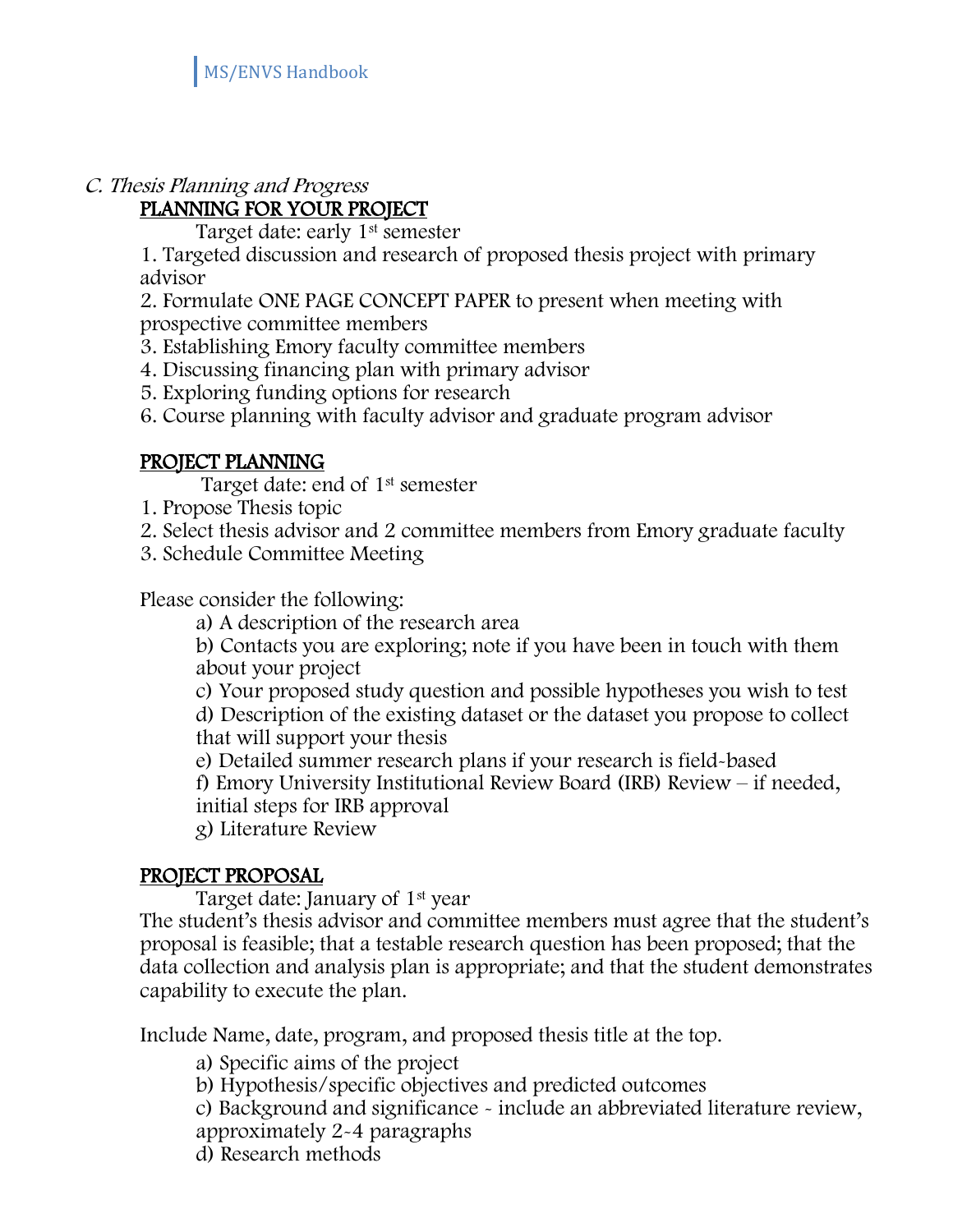### *C. Thesis Planning and Progress*

**PLANNING FOR YOUR PROJECT**

Target date: early 1st semester

1. Targeted discussion and research of proposed thesis project with primary advisor
2. Formulate ONE PAGE CONCEPT PAPER to present when meeting with prospective committee members
3. Establishing Emory faculty committee members
4. Discussing financing plan with primary advisor
5. Exploring funding options for research
6. Course planning with faculty advisor and graduate program advisor

**PROJECT PLANNING**

Target date: end of 1st semester

1. Propose Thesis topic
2. Select thesis advisor and 2 committee members from Emory graduate faculty
3. Schedule Committee Meeting

Please consider the following:

a) A description of the research area
b) Contacts you are exploring; note if you have been in touch with them about your project
c) Your proposed study question and possible hypotheses you wish to test
d) Description of the existing dataset or the dataset you propose to collect that will support your thesis
e) Detailed summer research plans if your research is field-based
f) Emory University Institutional Review Board (IRB) Review – if needed, initial steps for IRB approval
g) Literature Review

**PROJECT PROPOSAL**

Target date: January of 1st year

The student's thesis advisor and committee members must agree that the student's proposal is feasible; that a testable research question has been proposed; that the data collection and analysis plan is appropriate; and that the student demonstrates capability to execute the plan.

Include Name, date, program, and proposed thesis title at the top.

a) Specific aims of the project
b) Hypothesis/specific objectives and predicted outcomes
c) Background and significance - include an abbreviated literature review, approximately 2-4 paragraphs
d) Research methods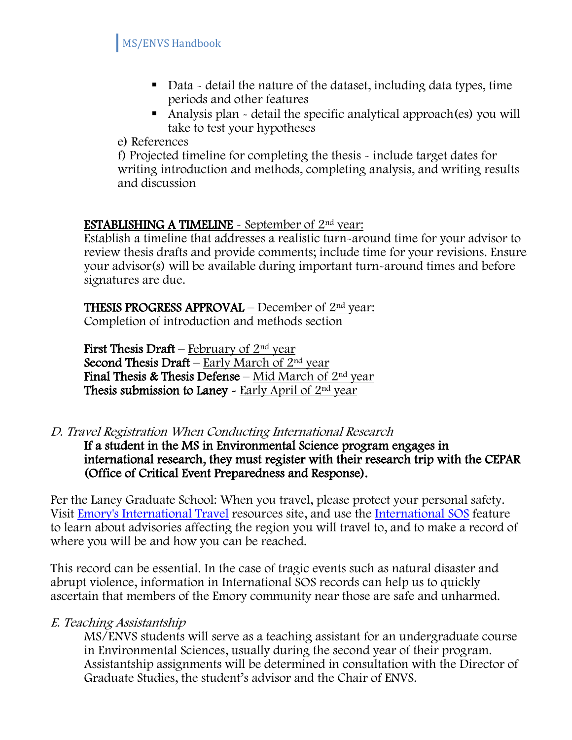- Data - detail the nature of the dataset, including data types, time periods and other features
- Analysis plan - detail the specific analytical approach(es) you will take to test your hypotheses

e) References

f) Projected timeline for completing the thesis - include target dates for writing introduction and methods, completing analysis, and writing results and discussion

**ESTABLISHING A TIMELINE** - September of 2nd year:

Establish a timeline that addresses a realistic turn-around time for your advisor to review thesis drafts and provide comments; include time for your revisions. Ensure your advisor(s) will be available during important turn-around times and before signatures are due.

**THESIS PROGRESS APPROVAL** – December of 2nd year:

Completion of introduction and methods section

**First Thesis Draft** – February of 2nd year
**Second Thesis Draft** – Early March of 2nd year
**Final Thesis & Thesis Defense** – Mid March of 2nd year
**Thesis submission to Laney** - Early April of 2nd year

### *D. Travel Registration When Conducting International Research*

**If a student in the MS in Environmental Science program engages in international research, they must register with their research trip with the CEPAR (Office of Critical Event Preparedness and Response).**

Per the Laney Graduate School: When you travel, please protect your personal safety. Visit [Emory's International Travel]() resources site, and use the [International SOS]() feature to learn about advisories affecting the region you will travel to, and to make a record of where you will be and how you can be reached.

This record can be essential. In the case of tragic events such as natural disaster and abrupt violence, information in International SOS records can help us to quickly ascertain that members of the Emory community near those are safe and unharmed.

### *E. Teaching Assistantship*

MS/ENVS students will serve as a teaching assistant for an undergraduate course in Environmental Sciences, usually during the second year of their program. Assistantship assignments will be determined in consultation with the Director of Graduate Studies, the student's advisor and the Chair of ENVS.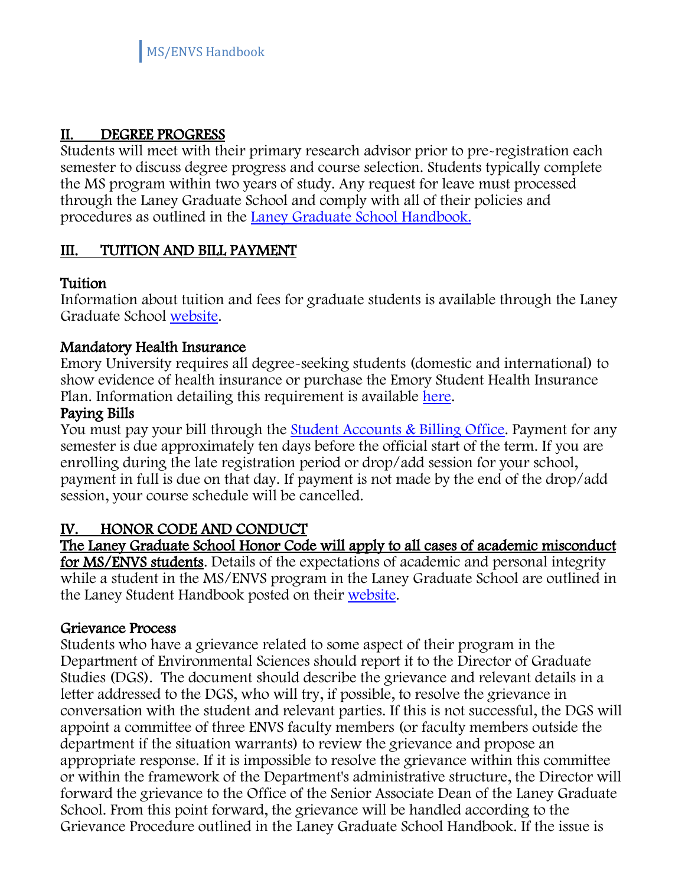## II. DEGREE PROGRESS

Students will meet with their primary research advisor prior to pre-registration each semester to discuss degree progress and course selection. Students typically complete the MS program within two years of study. Any request for leave must processed through the Laney Graduate School and comply with all of their policies and procedures as outlined in the Laney Graduate School Handbook.

## III. TUITION AND BILL PAYMENT

### Tuition

Information about tuition and fees for graduate students is available through the Laney Graduate School website.

### Mandatory Health Insurance

Emory University requires all degree-seeking students (domestic and international) to show evidence of health insurance or purchase the Emory Student Health Insurance Plan. Information detailing this requirement is available here.

### Paying Bills

You must pay your bill through the Student Accounts & Billing Office. Payment for any semester is due approximately ten days before the official start of the term. If you are enrolling during the late registration period or drop/add session for your school, payment in full is due on that day. If payment is not made by the end of the drop/add session, your course schedule will be cancelled.

## IV. HONOR CODE AND CONDUCT

**The Laney Graduate School Honor Code will apply to all cases of academic misconduct for MS/ENVS students**. Details of the expectations of academic and personal integrity while a student in the MS/ENVS program in the Laney Graduate School are outlined in the Laney Student Handbook posted on their website.

### Grievance Process

Students who have a grievance related to some aspect of their program in the Department of Environmental Sciences should report it to the Director of Graduate Studies (DGS). The document should describe the grievance and relevant details in a letter addressed to the DGS, who will try, if possible, to resolve the grievance in conversation with the student and relevant parties. If this is not successful, the DGS will appoint a committee of three ENVS faculty members (or faculty members outside the department if the situation warrants) to review the grievance and propose an appropriate response. If it is impossible to resolve the grievance within this committee or within the framework of the Department's administrative structure, the Director will forward the grievance to the Office of the Senior Associate Dean of the Laney Graduate School. From this point forward, the grievance will be handled according to the Grievance Procedure outlined in the Laney Graduate School Handbook. If the issue is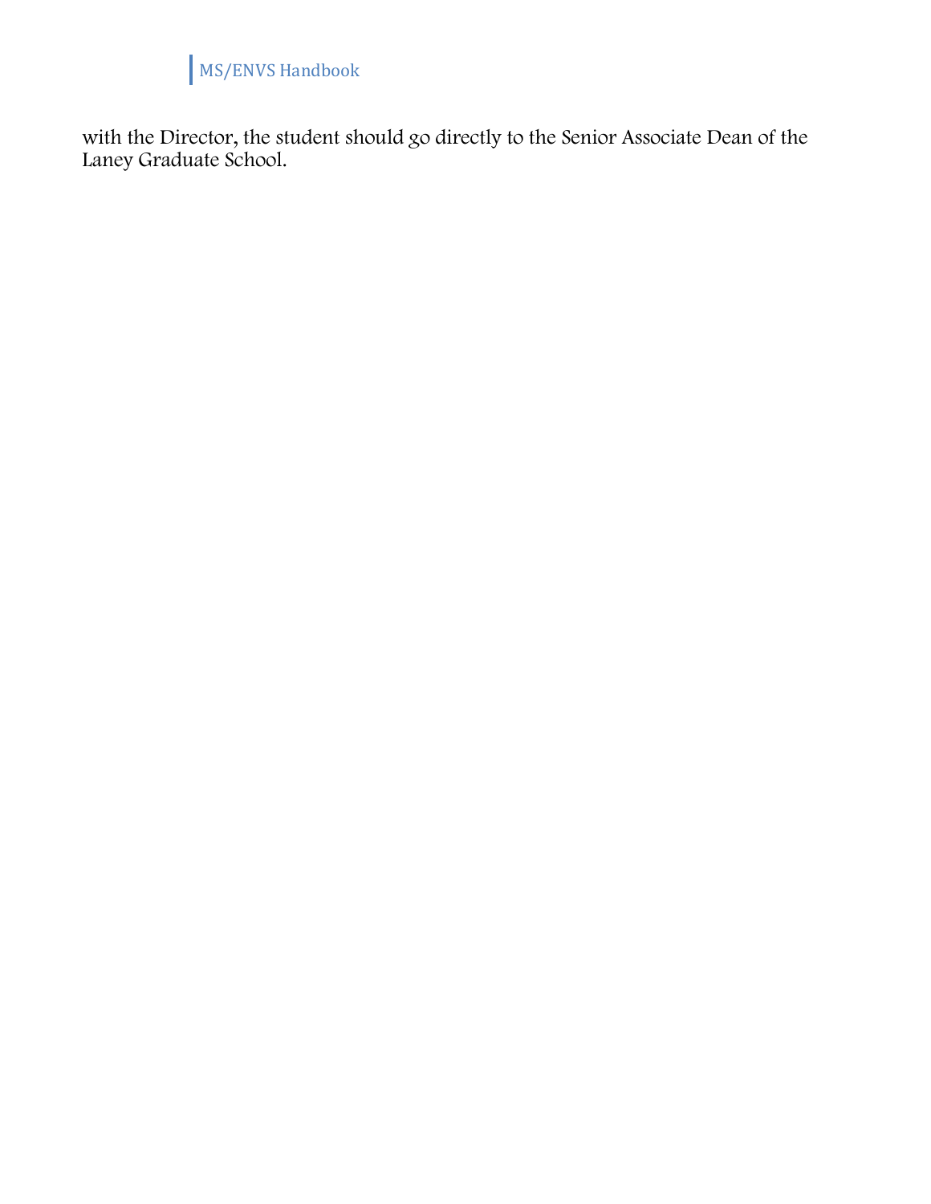with the Director, the student should go directly to the Senior Associate Dean of the Laney Graduate School.